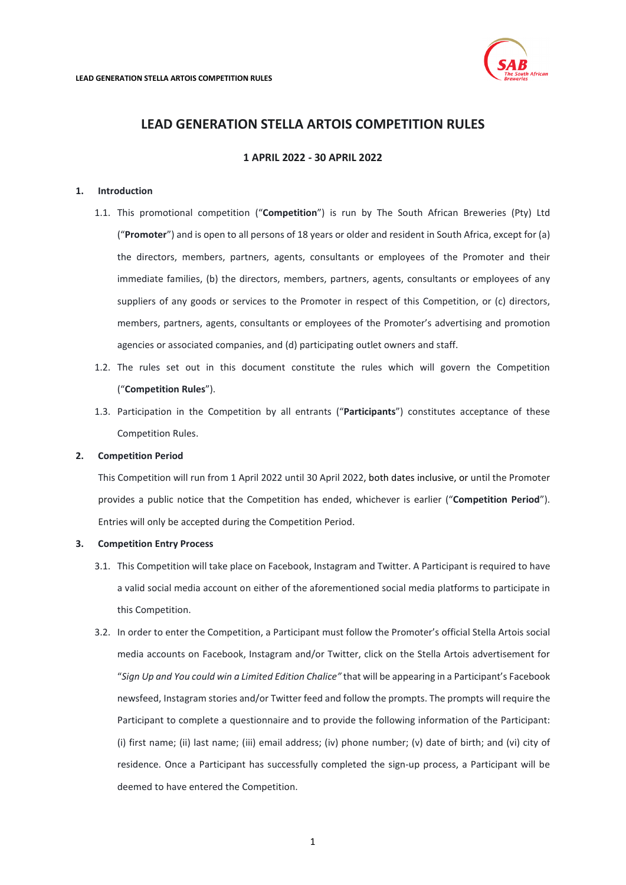# LEAD GENERATION STELLA ARTOIS COMPETITION RULES

**1 APRIL 2022 - 30 APRIL 2022**

**1. Introduction**

1.1. This promotional competition ("**Competition**") is run by The South African Breweries (Pty) Ltd ("**Promoter**") and is open to all persons of 18 years or older and resident in South Africa, except for (a) the directors, members, partners, agents, consultants or employees of the Promoter and their immediate families, (b) the directors, members, partners, agents, consultants or employees of any suppliers of any goods or services to the Promoter in respect of this Competition, or (c) directors, members, partners, agents, consultants or employees of the Promoter's advertising and promotion agencies or associated companies, and (d) participating outlet owners and staff.

1.2. The rules set out in this document constitute the rules which will govern the Competition ("**Competition Rules**").

1.3. Participation in the Competition by all entrants ("**Participants**") constitutes acceptance of these Competition Rules.

**2. Competition Period**

This Competition will run from 1 April 2022 until 30 April 2022, both dates inclusive, or until the Promoter provides a public notice that the Competition has ended, whichever is earlier ("**Competition Period**"). Entries will only be accepted during the Competition Period.

**3. Competition Entry Process**

3.1. This Competition will take place on Facebook, Instagram and Twitter. A Participant is required to have a valid social media account on either of the aforementioned social media platforms to participate in this Competition.

3.2. In order to enter the Competition, a Participant must follow the Promoter's official Stella Artois social media accounts on Facebook, Instagram and/or Twitter, click on the Stella Artois advertisement for "*Sign Up and You could win a Limited Edition Chalice"* that will be appearing in a Participant's Facebook newsfeed, Instagram stories and/or Twitter feed and follow the prompts. The prompts will require the Participant to complete a questionnaire and to provide the following information of the Participant: (i) first name; (ii) last name; (iii) email address; (iv) phone number; (v) date of birth; and (vi) city of residence. Once a Participant has successfully completed the sign-up process, a Participant will be deemed to have entered the Competition.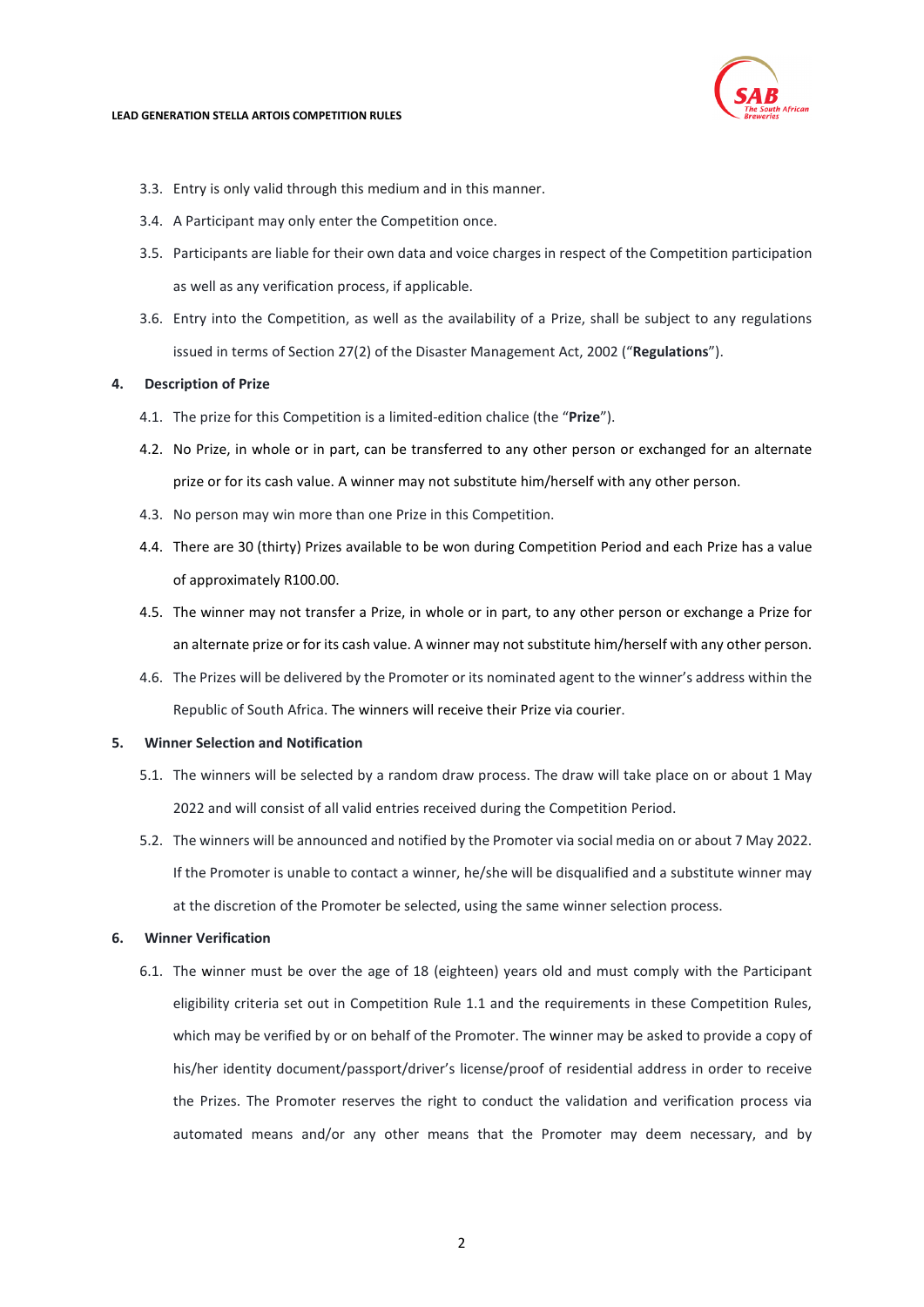3.3. Entry is only valid through this medium and in this manner.

3.4. A Participant may only enter the Competition once.

3.5. Participants are liable for their own data and voice charges in respect of the Competition participation as well as any verification process, if applicable.

3.6. Entry into the Competition, as well as the availability of a Prize, shall be subject to any regulations issued in terms of Section 27(2) of the Disaster Management Act, 2002 ("**Regulations**").

**4. Description of Prize**

4.1. The prize for this Competition is a limited-edition chalice (the "**Prize**").

4.2. No Prize, in whole or in part, can be transferred to any other person or exchanged for an alternate prize or for its cash value. A winner may not substitute him/herself with any other person.

4.3. No person may win more than one Prize in this Competition.

4.4. There are 30 (thirty) Prizes available to be won during Competition Period and each Prize has a value of approximately R100.00.

4.5. The winner may not transfer a Prize, in whole or in part, to any other person or exchange a Prize for an alternate prize or for its cash value. A winner may not substitute him/herself with any other person.

4.6. The Prizes will be delivered by the Promoter or its nominated agent to the winner's address within the Republic of South Africa. The winners will receive their Prize via courier.

**5. Winner Selection and Notification**

5.1. The winners will be selected by a random draw process. The draw will take place on or about 1 May 2022 and will consist of all valid entries received during the Competition Period.

5.2. The winners will be announced and notified by the Promoter via social media on or about 7 May 2022. If the Promoter is unable to contact a winner, he/she will be disqualified and a substitute winner may at the discretion of the Promoter be selected, using the same winner selection process.

**6. Winner Verification**

6.1. The winner must be over the age of 18 (eighteen) years old and must comply with the Participant eligibility criteria set out in Competition Rule 1.1 and the requirements in these Competition Rules, which may be verified by or on behalf of the Promoter. The winner may be asked to provide a copy of his/her identity document/passport/driver's license/proof of residential address in order to receive the Prizes. The Promoter reserves the right to conduct the validation and verification process via automated means and/or any other means that the Promoter may deem necessary, and by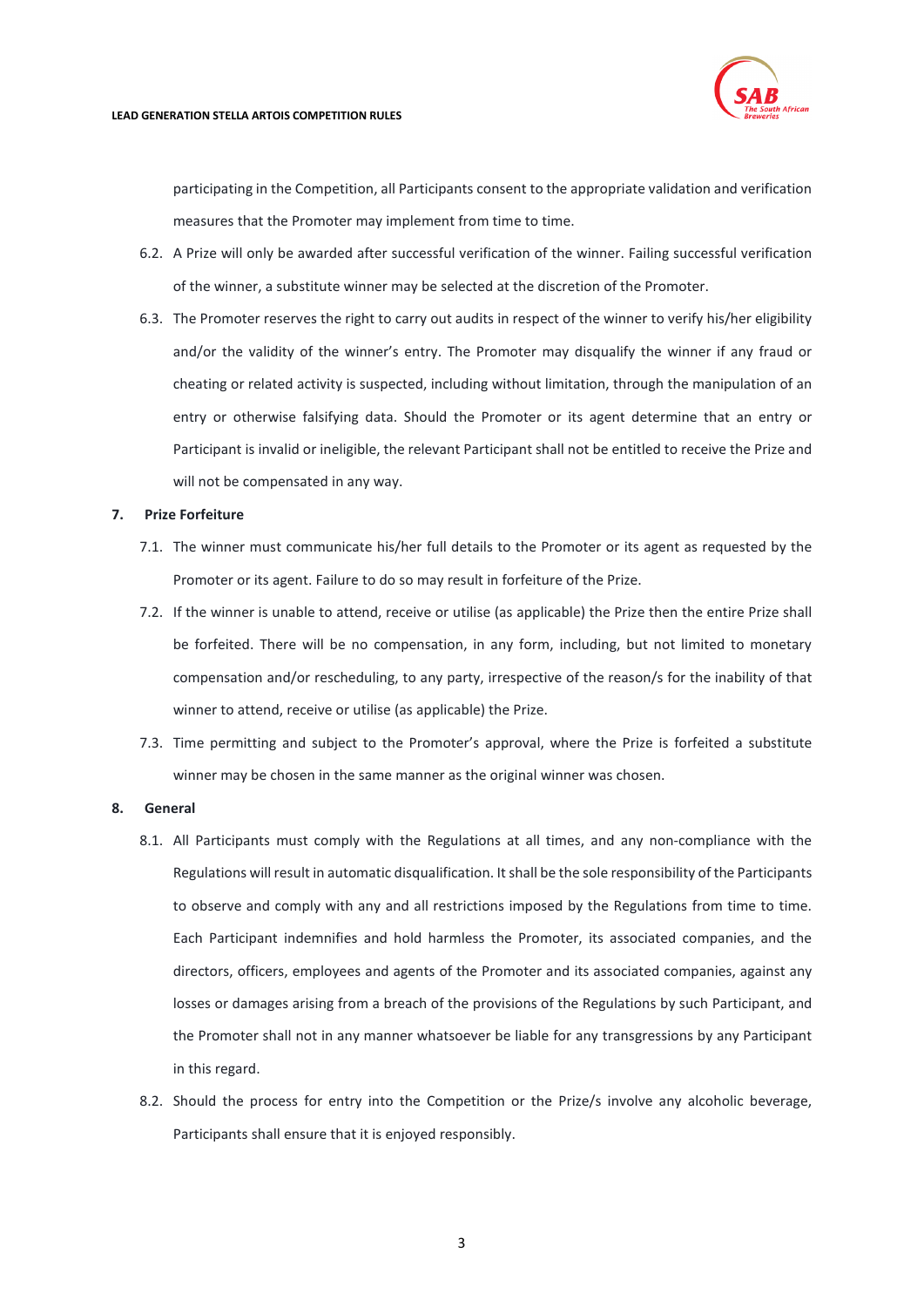participating in the Competition, all Participants consent to the appropriate validation and verification measures that the Promoter may implement from time to time.

6.2. A Prize will only be awarded after successful verification of the winner. Failing successful verification of the winner, a substitute winner may be selected at the discretion of the Promoter.

6.3. The Promoter reserves the right to carry out audits in respect of the winner to verify his/her eligibility and/or the validity of the winner's entry. The Promoter may disqualify the winner if any fraud or cheating or related activity is suspected, including without limitation, through the manipulation of an entry or otherwise falsifying data. Should the Promoter or its agent determine that an entry or Participant is invalid or ineligible, the relevant Participant shall not be entitled to receive the Prize and will not be compensated in any way.

**7. Prize Forfeiture**

7.1. The winner must communicate his/her full details to the Promoter or its agent as requested by the Promoter or its agent. Failure to do so may result in forfeiture of the Prize.

7.2. If the winner is unable to attend, receive or utilise (as applicable) the Prize then the entire Prize shall be forfeited. There will be no compensation, in any form, including, but not limited to monetary compensation and/or rescheduling, to any party, irrespective of the reason/s for the inability of that winner to attend, receive or utilise (as applicable) the Prize.

7.3. Time permitting and subject to the Promoter's approval, where the Prize is forfeited a substitute winner may be chosen in the same manner as the original winner was chosen.

**8. General**

8.1. All Participants must comply with the Regulations at all times, and any non-compliance with the Regulations will result in automatic disqualification. It shall be the sole responsibility of the Participants to observe and comply with any and all restrictions imposed by the Regulations from time to time. Each Participant indemnifies and hold harmless the Promoter, its associated companies, and the directors, officers, employees and agents of the Promoter and its associated companies, against any losses or damages arising from a breach of the provisions of the Regulations by such Participant, and the Promoter shall not in any manner whatsoever be liable for any transgressions by any Participant in this regard.

8.2. Should the process for entry into the Competition or the Prize/s involve any alcoholic beverage, Participants shall ensure that it is enjoyed responsibly.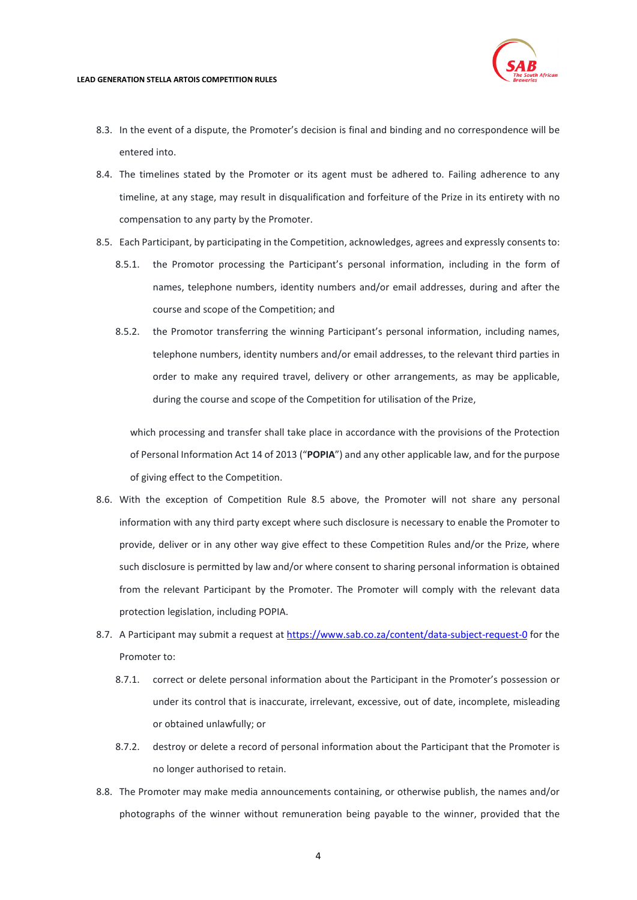8.3. In the event of a dispute, the Promoter's decision is final and binding and no correspondence will be entered into.

8.4. The timelines stated by the Promoter or its agent must be adhered to. Failing adherence to any timeline, at any stage, may result in disqualification and forfeiture of the Prize in its entirety with no compensation to any party by the Promoter.

8.5. Each Participant, by participating in the Competition, acknowledges, agrees and expressly consents to:

 8.5.1. the Promotor processing the Participant's personal information, including in the form of names, telephone numbers, identity numbers and/or email addresses, during and after the course and scope of the Competition; and

 8.5.2. the Promotor transferring the winning Participant's personal information, including names, telephone numbers, identity numbers and/or email addresses, to the relevant third parties in order to make any required travel, delivery or other arrangements, as may be applicable, during the course and scope of the Competition for utilisation of the Prize,

 which processing and transfer shall take place in accordance with the provisions of the Protection of Personal Information Act 14 of 2013 ("**POPIA**") and any other applicable law, and for the purpose of giving effect to the Competition.

8.6. With the exception of Competition Rule 8.5 above, the Promoter will not share any personal information with any third party except where such disclosure is necessary to enable the Promoter to provide, deliver or in any other way give effect to these Competition Rules and/or the Prize, where such disclosure is permitted by law and/or where consent to sharing personal information is obtained from the relevant Participant by the Promoter. The Promoter will comply with the relevant data protection legislation, including POPIA.

8.7. A Participant may submit a request at https://www.sab.co.za/content/data-subject-request-0 for the Promoter to:

 8.7.1. correct or delete personal information about the Participant in the Promoter's possession or under its control that is inaccurate, irrelevant, excessive, out of date, incomplete, misleading or obtained unlawfully; or

 8.7.2. destroy or delete a record of personal information about the Participant that the Promoter is no longer authorised to retain.

8.8. The Promoter may make media announcements containing, or otherwise publish, the names and/or photographs of the winner without remuneration being payable to the winner, provided that the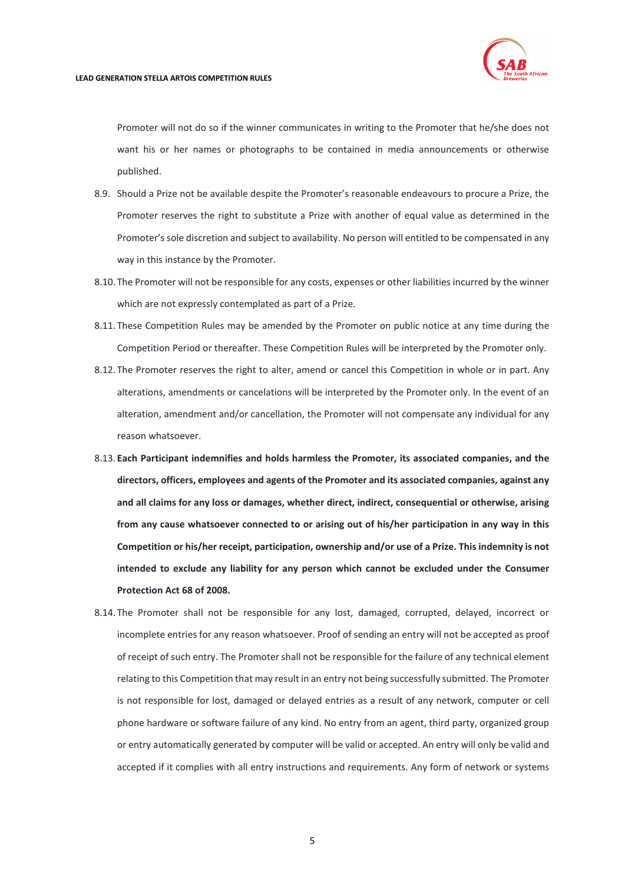Promoter will not do so if the winner communicates in writing to the Promoter that he/she does not want his or her names or photographs to be contained in media announcements or otherwise published.

8.9. Should a Prize not be available despite the Promoter's reasonable endeavours to procure a Prize, the Promoter reserves the right to substitute a Prize with another of equal value as determined in the Promoter's sole discretion and subject to availability. No person will entitled to be compensated in any way in this instance by the Promoter.

8.10. The Promoter will not be responsible for any costs, expenses or other liabilities incurred by the winner which are not expressly contemplated as part of a Prize.

8.11. These Competition Rules may be amended by the Promoter on public notice at any time during the Competition Period or thereafter. These Competition Rules will be interpreted by the Promoter only.

8.12. The Promoter reserves the right to alter, amend or cancel this Competition in whole or in part. Any alterations, amendments or cancelations will be interpreted by the Promoter only. In the event of an alteration, amendment and/or cancellation, the Promoter will not compensate any individual for any reason whatsoever.

8.13. **Each Participant indemnifies and holds harmless the Promoter, its associated companies, and the directors, officers, employees and agents of the Promoter and its associated companies, against any and all claims for any loss or damages, whether direct, indirect, consequential or otherwise, arising from any cause whatsoever connected to or arising out of his/her participation in any way in this Competition or his/her receipt, participation, ownership and/or use of a Prize. This indemnity is not intended to exclude any liability for any person which cannot be excluded under the Consumer Protection Act 68 of 2008.**

8.14. The Promoter shall not be responsible for any lost, damaged, corrupted, delayed, incorrect or incomplete entries for any reason whatsoever. Proof of sending an entry will not be accepted as proof of receipt of such entry. The Promoter shall not be responsible for the failure of any technical element relating to this Competition that may result in an entry not being successfully submitted. The Promoter is not responsible for lost, damaged or delayed entries as a result of any network, computer or cell phone hardware or software failure of any kind. No entry from an agent, third party, organized group or entry automatically generated by computer will be valid or accepted. An entry will only be valid and accepted if it complies with all entry instructions and requirements. Any form of network or systems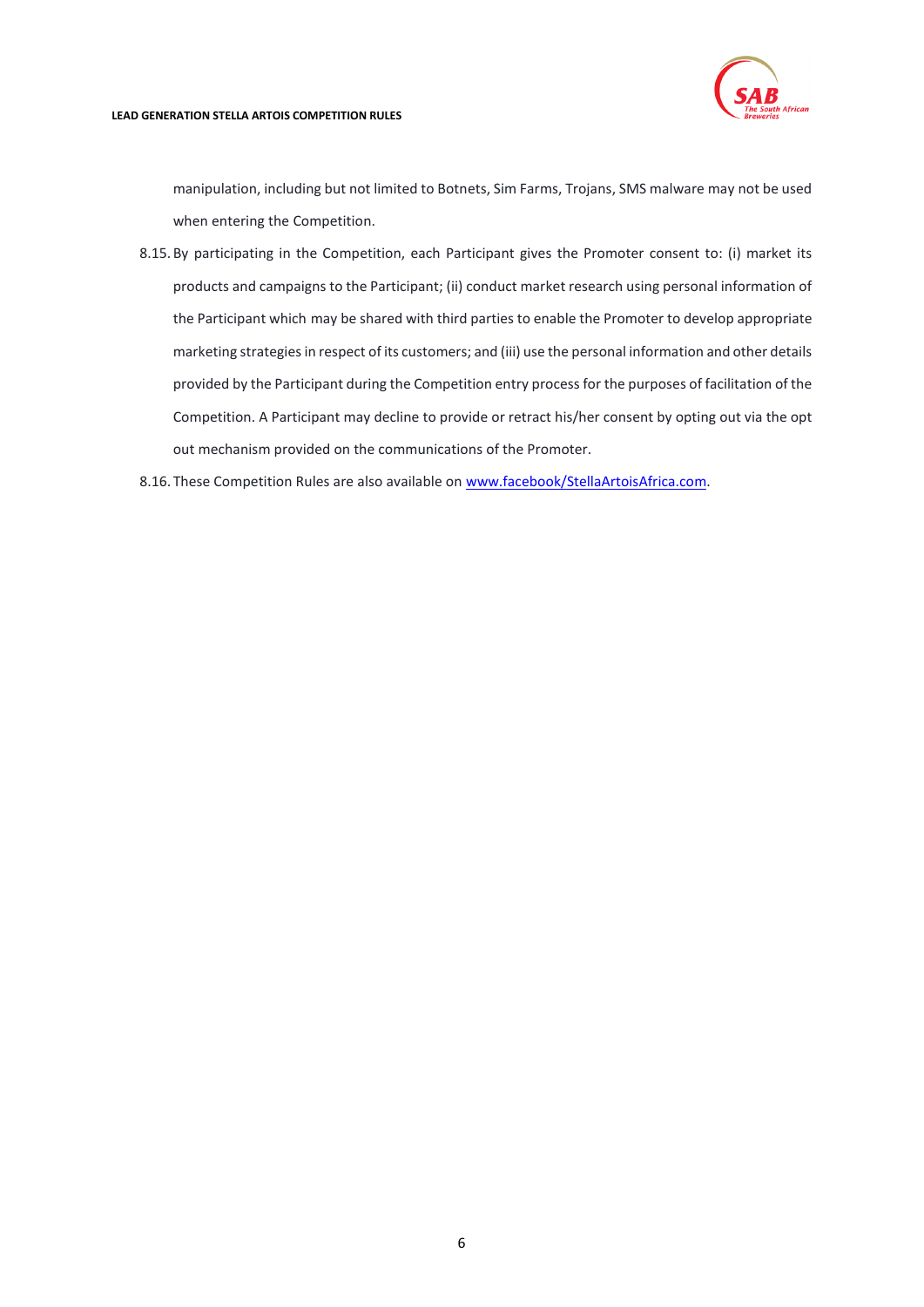manipulation, including but not limited to Botnets, Sim Farms, Trojans, SMS malware may not be used when entering the Competition.

8.15. By participating in the Competition, each Participant gives the Promoter consent to: (i) market its products and campaigns to the Participant; (ii) conduct market research using personal information of the Participant which may be shared with third parties to enable the Promoter to develop appropriate marketing strategies in respect of its customers; and (iii) use the personal information and other details provided by the Participant during the Competition entry process for the purposes of facilitation of the Competition. A Participant may decline to provide or retract his/her consent by opting out via the opt out mechanism provided on the communications of the Promoter.

8.16. These Competition Rules are also available on [www.facebook/StellaArtoisAfrica.com](www.facebook/StellaArtoisAfrica.com).